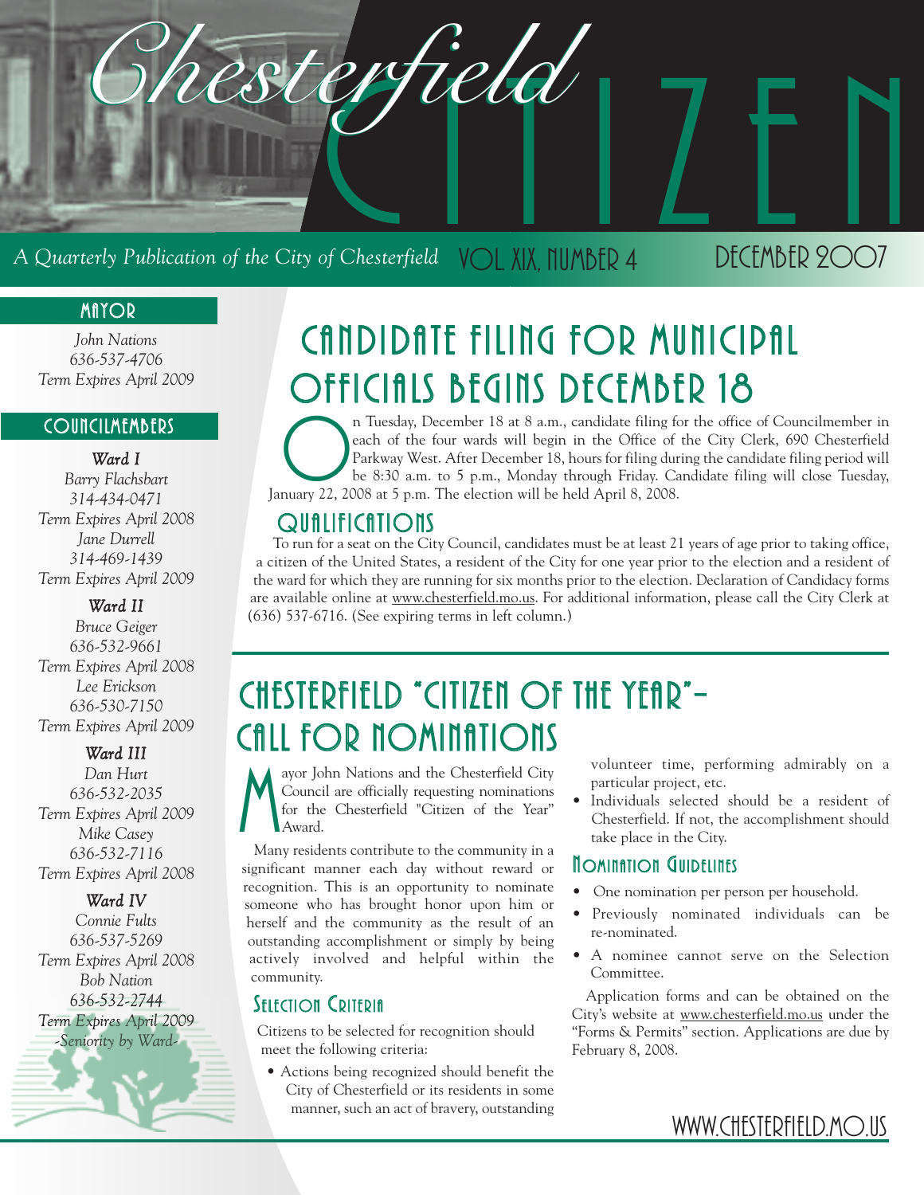# Chesterfield CITIZEN

A Quarterly Publication of the City of Chesterfield — VOL XIX, NUMBER 4 — DECEMBER 2007

## MAYOR

*John Nations*
*636-537-4706*
*Term Expires April 2009*

## COUNCILMEMBERS

***Ward I***

*Barry Flachsbart*
*314-434-0471*
*Term Expires April 2008*

*Jane Durrell*
*314-469-1439*
*Term Expires April 2009*

***Ward II***

*Bruce Geiger*
*636-532-9661*
*Term Expires April 2008*

*Lee Erickson*
*636-530-7150*
*Term Expires April 2009*

***Ward III***

*Dan Hurt*
*636-532-2035*
*Term Expires April 2009*

*Mike Casey*
*636-532-7116*
*Term Expires April 2008*

***Ward IV***

*Connie Fults*
*636-537-5269*
*Term Expires April 2008*

*Bob Nation*
*636-532-2744*
*Term Expires April 2009*

*-Seniority by Ward-*

# CANDIDATE FILING FOR MUNICIPAL OFFICIALS BEGINS DECEMBER 18

On Tuesday, December 18 at 8 a.m., candidate filing for the office of Councilmember in each of the four wards will begin in the Office of the City Clerk, 690 Chesterfield Parkway West. After December 18, hours for filing during the candidate filing period will be 8:30 a.m. to 5 p.m., Monday through Friday. Candidate filing will close Tuesday, January 22, 2008 at 5 p.m. The election will be held April 8, 2008.

## QUALIFICATIONS

To run for a seat on the City Council, candidates must be at least 21 years of age prior to taking office, a citizen of the United States, a resident of the City for one year prior to the election and a resident of the ward for which they are running for six months prior to the election. Declaration of Candidacy forms are available online at www.chesterfield.mo.us. For additional information, please call the City Clerk at (636) 537-6716. (See expiring terms in left column.)

# CHESTERFIELD "CITIZEN OF THE YEAR"– CALL FOR NOMINATIONS

Mayor John Nations and the Chesterfield City Council are officially requesting nominations for the Chesterfield "Citizen of the Year" Award.

Many residents contribute to the community in a significant manner each day without reward or recognition. This is an opportunity to nominate someone who has brought honor upon him or herself and the community as the result of an outstanding accomplishment or simply by being actively involved and helpful within the community.

## Selection Criteria

Citizens to be selected for recognition should meet the following criteria:

- Actions being recognized should benefit the City of Chesterfield or its residents in some manner, such an act of bravery, outstanding volunteer time, performing admirably on a particular project, etc.
- Individuals selected should be a resident of Chesterfield. If not, the accomplishment should take place in the City.

## Nomination Guidelines

- One nomination per person per household.
- Previously nominated individuals can be re-nominated.
- A nominee cannot serve on the Selection Committee.

Application forms and can be obtained on the City's website at www.chesterfield.mo.us under the "Forms & Permits" section. Applications are due by February 8, 2008.

WWW.CHESTERFIELD.MO.US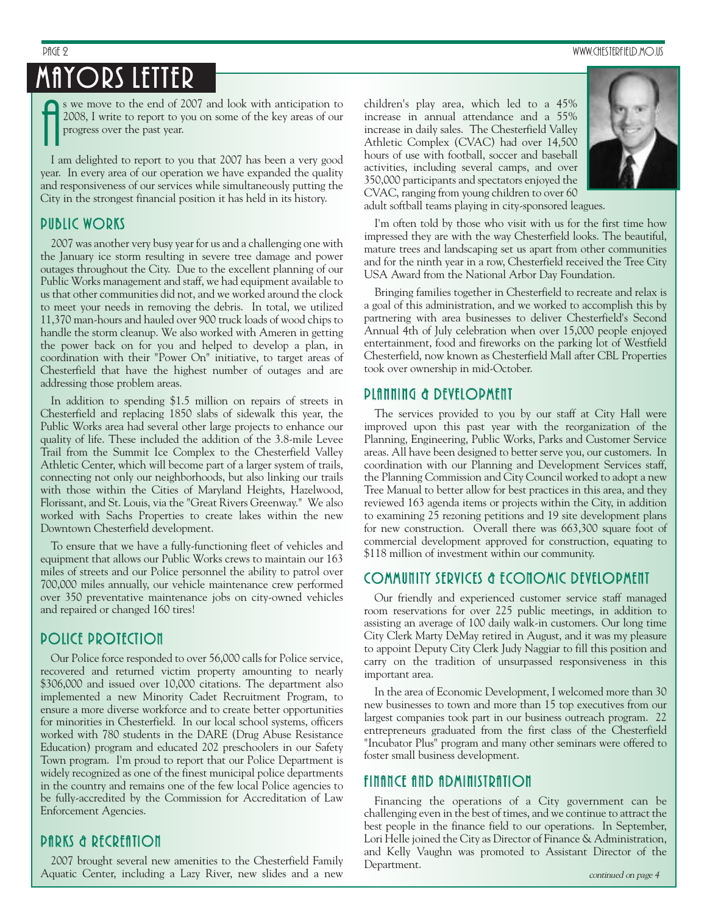# MAYORS LETTER

As we move to the end of 2007 and look with anticipation to 2008, I write to report to you on some of the key areas of our progress over the past year.

I am delighted to report to you that 2007 has been a very good year. In every area of our operation we have expanded the quality and responsiveness of our services while simultaneously putting the City in the strongest financial position it has held in its history.

## PUBLIC WORKS

2007 was another very busy year for us and a challenging one with the January ice storm resulting in severe tree damage and power outages throughout the City. Due to the excellent planning of our Public Works management and staff, we had equipment available to us that other communities did not, and we worked around the clock to meet your needs in removing the debris. In total, we utilized 11,370 man-hours and hauled over 900 truck loads of wood chips to handle the storm cleanup. We also worked with Ameren in getting the power back on for you and helped to develop a plan, in coordination with their "Power On" initiative, to target areas of Chesterfield that have the highest number of outages and are addressing those problem areas.

In addition to spending $1.5 million on repairs of streets in Chesterfield and replacing 1850 slabs of sidewalk this year, the Public Works area had several other large projects to enhance our quality of life. These included the addition of the 3.8-mile Levee Trail from the Summit Ice Complex to the Chesterfield Valley Athletic Center, which will become part of a larger system of trails, connecting not only our neighborhoods, but also linking our trails with those within the Cities of Maryland Heights, Hazelwood, Florissant, and St. Louis, via the "Great Rivers Greenway." We also worked with Sachs Properties to create lakes within the new Downtown Chesterfield development.

To ensure that we have a fully-functioning fleet of vehicles and equipment that allows our Public Works crews to maintain our 163 miles of streets and our Police personnel the ability to patrol over 700,000 miles annually, our vehicle maintenance crew performed over 350 preventative maintenance jobs on city-owned vehicles and repaired or changed 160 tires!

## POLICE PROTECTION

Our Police force responded to over 56,000 calls for Police service, recovered and returned victim property amounting to nearly $306,000 and issued over 10,000 citations. The department also implemented a new Minority Cadet Recruitment Program, to ensure a more diverse workforce and to create better opportunities for minorities in Chesterfield. In our local school systems, officers worked with 780 students in the DARE (Drug Abuse Resistance Education) program and educated 202 preschoolers in our Safety Town program. I'm proud to report that our Police Department is widely recognized as one of the finest municipal police departments in the country and remains one of the few local Police agencies to be fully-accredited by the Commission for Accreditation of Law Enforcement Agencies.

## PARKS & RECREATION

2007 brought several new amenities to the Chesterfield Family Aquatic Center, including a Lazy River, new slides and a new children's play area, which led to a 45% increase in annual attendance and a 55% increase in daily sales. The Chesterfield Valley Athletic Complex (CVAC) had over 14,500 hours of use with football, soccer and baseball activities, including several camps, and over 350,000 participants and spectators enjoyed the CVAC, ranging from young children to over 60 adult softball teams playing in city-sponsored leagues.

I'm often told by those who visit with us for the first time how impressed they are with the way Chesterfield looks. The beautiful, mature trees and landscaping set us apart from other communities and for the ninth year in a row, Chesterfield received the Tree City USA Award from the National Arbor Day Foundation.

Bringing families together in Chesterfield to recreate and relax is a goal of this administration, and we worked to accomplish this by partnering with area businesses to deliver Chesterfield's Second Annual 4th of July celebration when over 15,000 people enjoyed entertainment, food and fireworks on the parking lot of Westfield Chesterfield, now known as Chesterfield Mall after CBL Properties took over ownership in mid-October.

## PLANNING & DEVELOPMENT

The services provided to you by our staff at City Hall were improved upon this past year with the reorganization of the Planning, Engineering, Public Works, Parks and Customer Service areas. All have been designed to better serve you, our customers. In coordination with our Planning and Development Services staff, the Planning Commission and City Council worked to adopt a new Tree Manual to better allow for best practices in this area, and they reviewed 163 agenda items or projects within the City, in addition to examining 25 rezoning petitions and 19 site development plans for new construction. Overall there was 663,300 square foot of commercial development approved for construction, equating to $118 million of investment within our community.

## COMMUNITY SERVICES & ECONOMIC DEVELOPMENT

Our friendly and experienced customer service staff managed room reservations for over 225 public meetings, in addition to assisting an average of 100 daily walk-in customers. Our long time City Clerk Marty DeMay retired in August, and it was my pleasure to appoint Deputy City Clerk Judy Naggiar to fill this position and carry on the tradition of unsurpassed responsiveness in this important area.

In the area of Economic Development, I welcomed more than 30 new businesses to town and more than 15 top executives from our largest companies took part in our business outreach program. 22 entrepreneurs graduated from the first class of the Chesterfield "Incubator Plus" program and many other seminars were offered to foster small business development.

## FINANCE AND ADMINISTRATION

Financing the operations of a City government can be challenging even in the best of times, and we continue to attract the best people in the finance field to our operations. In September, Lori Helle joined the City as Director of Finance & Administration, and Kelly Vaughn was promoted to Assistant Director of the Department.

*continued on page 4*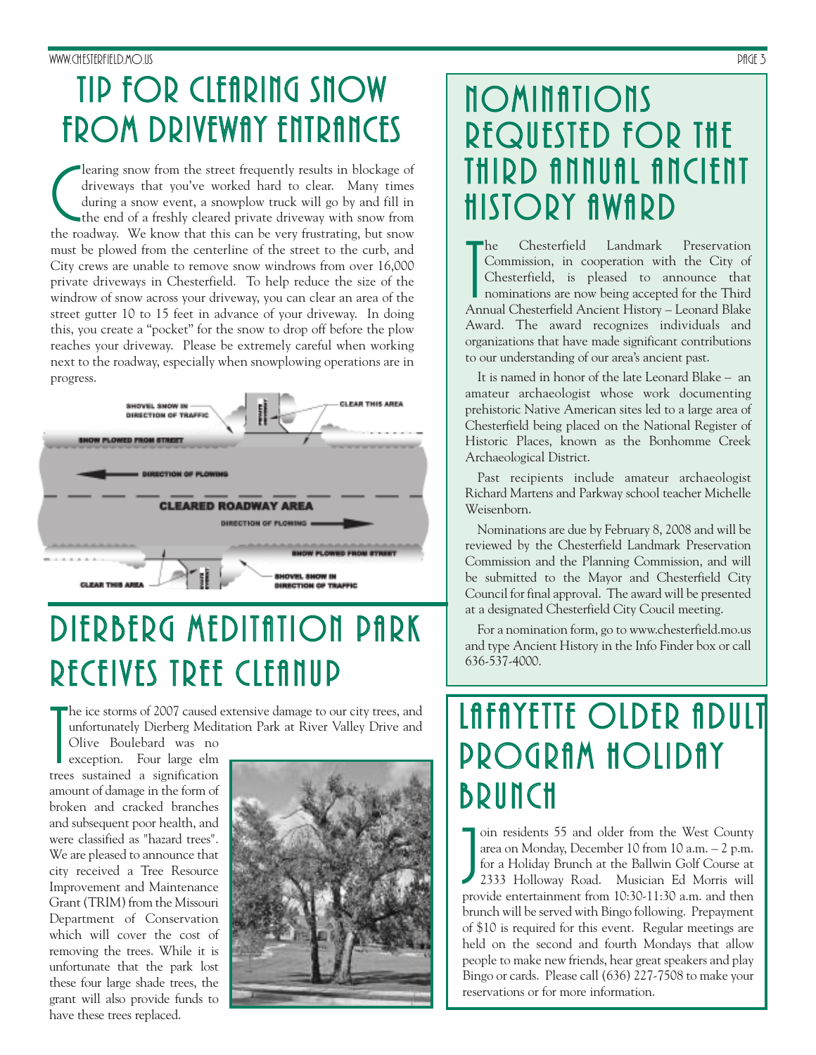# Tip for Clearing Snow from Driveway Entrances

Clearing snow from the street frequently results in blockage of driveways that you've worked hard to clear. Many times during a snow event, a snowplow truck will go by and fill in the end of a freshly cleared private driveway with snow from the roadway. We know that this can be very frustrating, but snow must be plowed from the centerline of the street to the curb, and City crews are unable to remove snow windrows from over 16,000 private driveways in Chesterfield. To help reduce the size of the windrow of snow across your driveway, you can clear an area of the street gutter 10 to 15 feet in advance of your driveway. In doing this, you create a "pocket" for the snow to drop off before the plow reaches your driveway. Please be extremely careful when working next to the roadway, especially when snowplowing operations are in progress.

SHOVEL SNOW IN DIRECTION OF TRAFFIC — CLEAR THIS AREA — SNOW PLOWED FROM STREET — DIRECTION OF PLOWING — CLEARED ROADWAY AREA — DIRECTION OF PLOWING — SNOW PLOWED FROM STREET — CLEAR THIS AREA — SHOVEL SNOW IN DIRECTION OF TRAFFIC

# Dierberg Meditation Park Receives Tree Cleanup

The ice storms of 2007 caused extensive damage to our city trees, and unfortunately Dierberg Meditation Park at River Valley Drive and Olive Boulebard was no exception. Four large elm trees sustained a signification amount of damage in the form of broken and cracked branches and subsequent poor health, and were classified as "hazard trees". We are pleased to announce that city received a Tree Resource Improvement and Maintenance Grant (TRIM) from the Missouri Department of Conservation which will cover the cost of removing the trees. While it is unfortunate that the park lost these four large shade trees, the grant will also provide funds to have these trees replaced.

# Nominations Requested for the Third Annual Ancient History Award

The Chesterfield Landmark Preservation Commission, in cooperation with the City of Chesterfield, is pleased to announce that nominations are now being accepted for the Third Annual Chesterfield Ancient History – Leonard Blake Award. The award recognizes individuals and organizations that have made significant contributions to our understanding of our area's ancient past.

It is named in honor of the late Leonard Blake – an amateur archaeologist whose work documenting prehistoric Native American sites led to a large area of Chesterfield being placed on the National Register of Historic Places, known as the Bonhomme Creek Archaeological District.

Past recipients include amateur archaeologist Richard Martens and Parkway school teacher Michelle Weisenborn.

Nominations are due by February 8, 2008 and will be reviewed by the Chesterfield Landmark Preservation Commission and the Planning Commission, and will be submitted to the Mayor and Chesterfield City Council for final approval. The award will be presented at a designated Chesterfield City Coucil meeting.

For a nomination form, go to www.chesterfield.mo.us and type Ancient History in the Info Finder box or call 636-537-4000.

# Lafayette Older Adult Program Holiday Brunch

Join residents 55 and older from the West County area on Monday, December 10 from 10 a.m. – 2 p.m. for a Holiday Brunch at the Ballwin Golf Course at 2333 Holloway Road. Musician Ed Morris will provide entertainment from 10:30-11:30 a.m. and then brunch will be served with Bingo following. Prepayment of $10 is required for this event. Regular meetings are held on the second and fourth Mondays that allow people to make new friends, hear great speakers and play Bingo or cards. Please call (636) 227-7508 to make your reservations or for more information.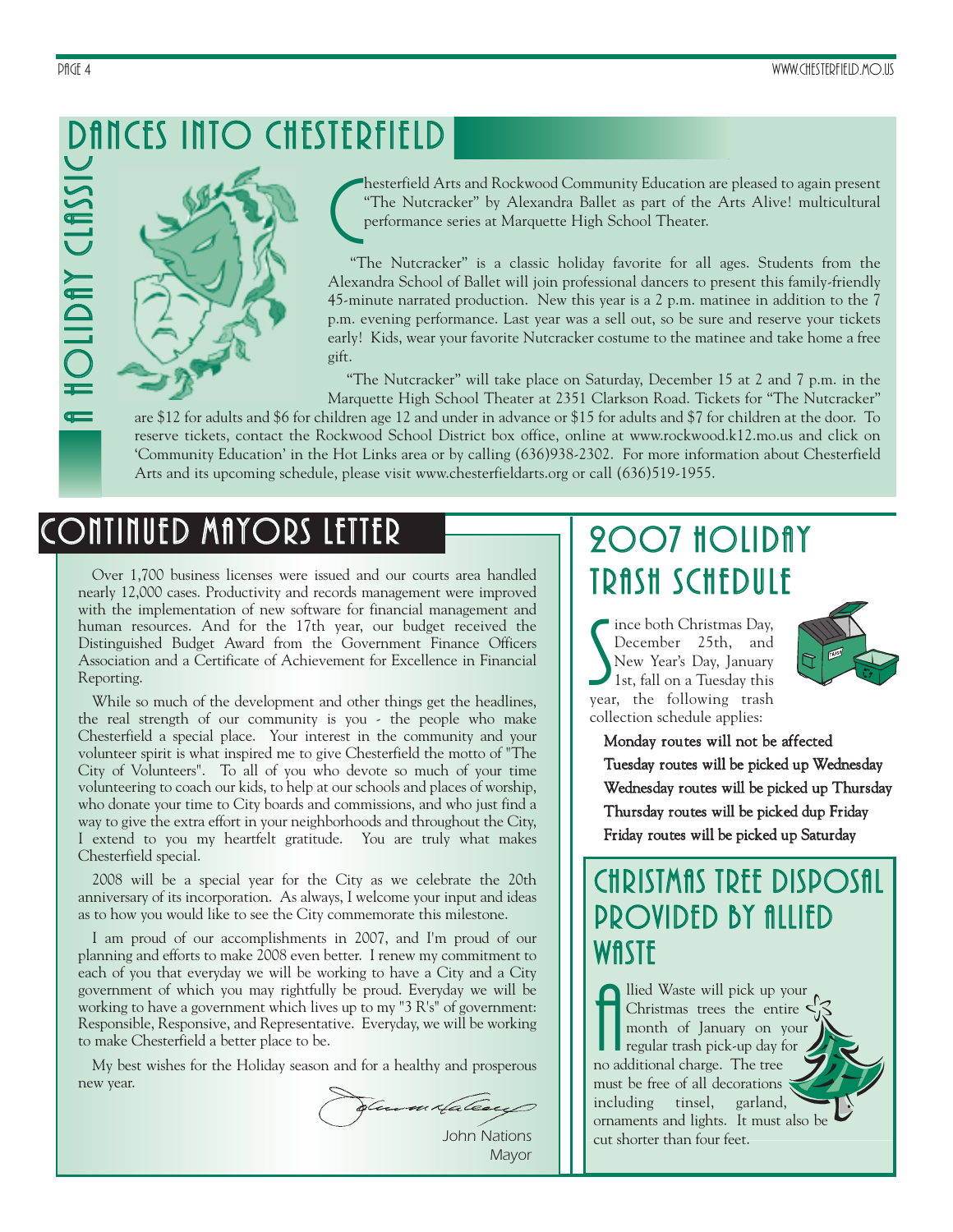# A Holiday Classic Dances into Chesterfield

Chesterfield Arts and Rockwood Community Education are pleased to again present "The Nutcracker" by Alexandra Ballet as part of the Arts Alive! multicultural performance series at Marquette High School Theater.

"The Nutcracker" is a classic holiday favorite for all ages. Students from the Alexandra School of Ballet will join professional dancers to present this family-friendly 45-minute narrated production. New this year is a 2 p.m. matinee in addition to the 7 p.m. evening performance. Last year was a sell out, so be sure and reserve your tickets early! Kids, wear your favorite Nutcracker costume to the matinee and take home a free gift.

"The Nutcracker" will take place on Saturday, December 15 at 2 and 7 p.m. in the Marquette High School Theater at 2351 Clarkson Road. Tickets for "The Nutcracker" are $12 for adults and $6 for children age 12 and under in advance or $15 for adults and $7 for children at the door. To reserve tickets, contact the Rockwood School District box office, online at www.rockwood.k12.mo.us and click on 'Community Education' in the Hot Links area or by calling (636)938-2302. For more information about Chesterfield Arts and its upcoming schedule, please visit www.chesterfieldarts.org or call (636)519-1955.

## Continued Mayors Letter

Over 1,700 business licenses were issued and our courts area handled nearly 12,000 cases. Productivity and records management were improved with the implementation of new software for financial management and human resources. And for the 17th year, our budget received the Distinguished Budget Award from the Government Finance Officers Association and a Certificate of Achievement for Excellence in Financial Reporting.

While so much of the development and other things get the headlines, the real strength of our community is you - the people who make Chesterfield a special place. Your interest in the community and your volunteer spirit is what inspired me to give Chesterfield the motto of "The City of Volunteers". To all of you who devote so much of your time volunteering to coach our kids, to help at our schools and places of worship, who donate your time to City boards and commissions, and who just find a way to give the extra effort in your neighborhoods and throughout the City, I extend to you my heartfelt gratitude. You are truly what makes Chesterfield special.

2008 will be a special year for the City as we celebrate the 20th anniversary of its incorporation. As always, I welcome your input and ideas as to how you would like to see the City commemorate this milestone.

I am proud of our accomplishments in 2007, and I'm proud of our planning and efforts to make 2008 even better. I renew my commitment to each of you that everyday we will be working to have a City and a City government of which you may rightfully be proud. Everyday we will be working to have a government which lives up to my "3 R's" of government: Responsible, Responsive, and Representative. Everyday, we will be working to make Chesterfield a better place to be.

My best wishes for the Holiday season and for a healthy and prosperous new year.

John Nations
Mayor

## 2007 Holiday Trash Schedule

Since both Christmas Day, December 25th, and New Year's Day, January 1st, fall on a Tuesday this year, the following trash collection schedule applies:

Monday routes will not be affected
Tuesday routes will be picked up Wednesday
Wednesday routes will be picked up Thursday
Thursday routes will be picked dup Friday
Friday routes will be picked up Saturday

## Christmas Tree Disposal Provided by Allied Waste

Allied Waste will pick up your Christmas trees the entire month of January on your regular trash pick-up day for no additional charge. The tree must be free of all decorations including tinsel, garland, ornaments and lights. It must also be cut shorter than four feet.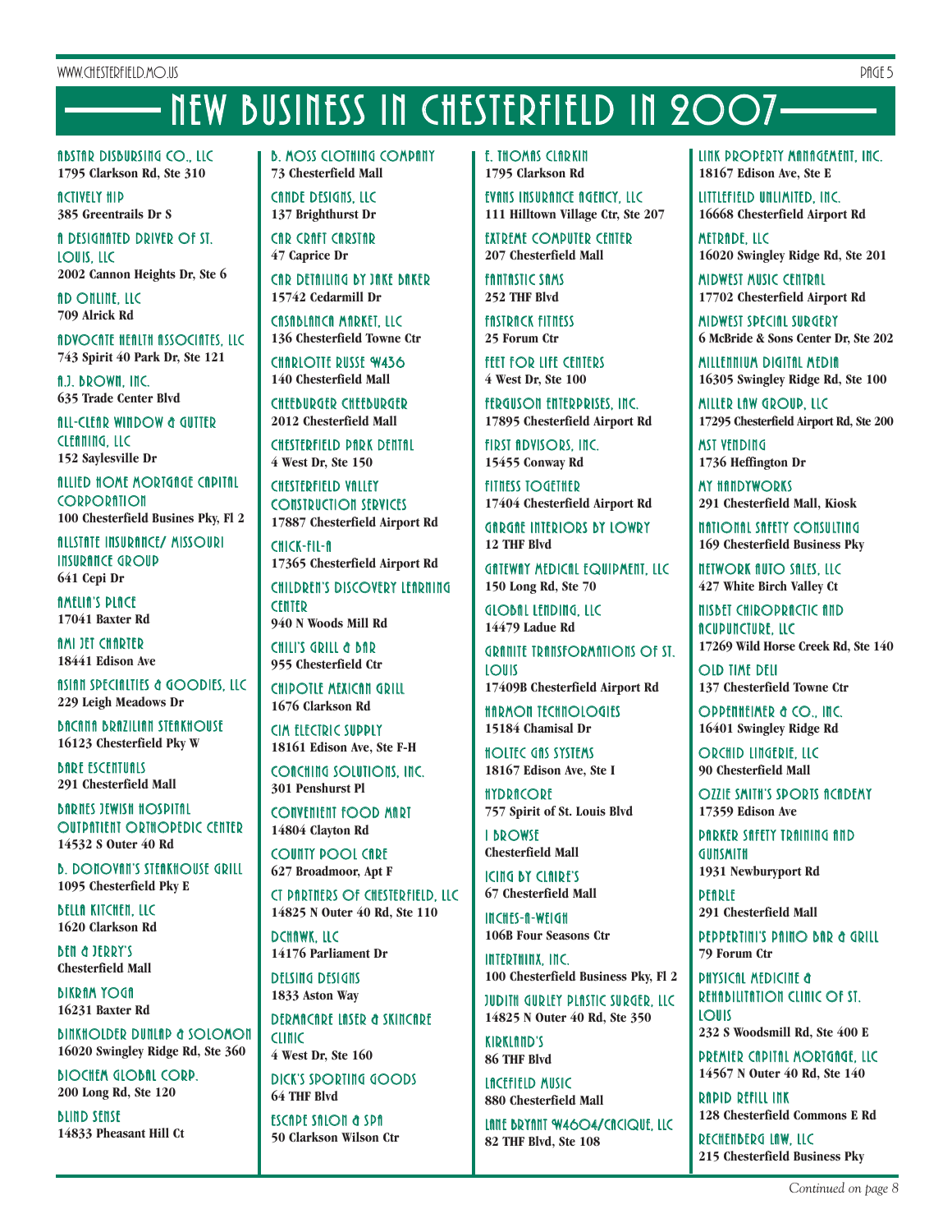# NEW BUSINESS IN CHESTERFIELD IN 2007

ABSTAR DISBURSING CO., LLC
**1795 Clarkson Rd, Ste 310**

ACTIVELY HIP
**385 Greentrails Dr S**

A DESIGNATED DRIVER OF ST. LOUIS, LLC
**2002 Cannon Heights Dr, Ste 6**

AD ONLINE, LLC
**709 Alrick Rd**

ADVOCATE HEALTH ASSOCIATES, LLC
**743 Spirit 40 Park Dr, Ste 121**

A.J. BROWN, INC.
**635 Trade Center Blvd**

ALL-CLEAR WINDOW & GUTTER CLEANING, LLC
**152 Saylesville Dr**

ALLIED HOME MORTGAGE CAPITAL CORPORATION
**100 Chesterfield Busines Pky, Fl 2**

ALLSTATE INSURANCE/ MISSOURI INSURANCE GROUP
**641 Cepi Dr**

AMELIA'S PLACE
**17041 Baxter Rd**

AMI JET CHARTER
**18441 Edison Ave**

ASIAN SPECIALTIES & GOODIES, LLC
**229 Leigh Meadows Dr**

BACANA BRAZILIAN STEAKHOUSE
**16123 Chesterfield Pky W**

BARE ESCENTUALS
**291 Chesterfield Mall**

BARNES JEWISH HOSPITAL OUTPATIENT ORTHOPEDIC CENTER
**14532 S Outer 40 Rd**

B. DONOVAN'S STEAKHOUSE GRILL
**1095 Chesterfield Pky E**

BELLA KITCHEN, LLC
**1620 Clarkson Rd**

BEN & JERRY'S
**Chesterfield Mall**

BIKRAM YOGA
**16231 Baxter Rd**

BINKHOLDER DUNLAP & SOLOMON
**16020 Swingley Ridge Rd, Ste 360**

BIOCHEM GLOBAL CORP.
**200 Long Rd, Ste 120**

BLIND SENSE
**14833 Pheasant Hill Ct**

B. MOSS CLOTHING COMPANY
**73 Chesterfield Mall**

CANDE DESIGNS, LLC
**137 Brighthurst Dr**

CAR CRAFT CARSTAR
**47 Caprice Dr**

CAR DETAILING BY JAKE BAKER
**15742 Cedarmill Dr**

CASABLANCA MARKET, LLC
**136 Chesterfield Towne Ctr**

CHARLOTTE RUSSE #436
**140 Chesterfield Mall**

CHEEBURGER CHEEBURGER
**2012 Chesterfield Mall**

CHESTERFIELD PARK DENTAL
**4 West Dr, Ste 150**

CHESTERFIELD VALLEY CONSTRUCTION SERVICES
**17887 Chesterfield Airport Rd**

CHICK-FIL-A
**17365 Chesterfield Airport Rd**

CHILDREN'S DISCOVERY LEARNING CENTER
**940 N Woods Mill Rd**

CHILI'S GRILL & BAR
**955 Chesterfield Ctr**

CHIPOTLE MEXICAN GRILL
**1676 Clarkson Rd**

CIM ELECTRIC SUPPLY
**18161 Edison Ave, Ste F-H**

COACHING SOLUTIONS, INC.
**301 Penshurst Pl**

CONVENIENT FOOD MART
**14804 Clayton Rd**

COUNTY POOL CARE
**627 Broadmoor, Apt F**

CT PARTNERS OF CHESTERFIELD, LLC
**14825 N Outer 40 Rd, Ste 110**

DCHAWK, LLC
**14176 Parliament Dr**

DELSING DESIGNS
**1833 Aston Way**

DERMACARE LASER & SKINCARE CLINIC
**4 West Dr, Ste 160**

DICK'S SPORTING GOODS
**64 THF Blvd**

ESCAPE SALON & SPA
**50 Clarkson Wilson Ctr**

E. THOMAS CLARKIN
**1795 Clarkson Rd**

EVANS INSURANCE AGENCY, LLC
**111 Hilltown Village Ctr, Ste 207**

EXTREME COMPUTER CENTER
**207 Chesterfield Mall**

FANTASTIC SAMS
**252 THF Blvd**

FASTRACK FITNESS
**25 Forum Ctr**

FEET FOR LIFE CENTERS
**4 West Dr, Ste 100**

FERGUSON ENTERPRISES, INC.
**17895 Chesterfield Airport Rd**

FIRST ADVISORS, INC.
**15455 Conway Rd**

FITNESS TOGETHER
**17404 Chesterfield Airport Rd**

GARAGE INTERIORS BY LOWRY
**12 THF Blvd**

GATEWAY MEDICAL EQUIPMENT, LLC
**150 Long Rd, Ste 70**

GLOBAL LENDING, LLC
**14479 Ladue Rd**

GRANITE TRANSFORMATIONS OF ST. LOUIS
**17409B Chesterfield Airport Rd**

HARMON TECHNOLOGIES
**15184 Chamisal Dr**

HOLTEC GAS SYSTEMS
**18167 Edison Ave, Ste I**

HYDRACORE
**757 Spirit of St. Louis Blvd**

I BROWSE
**Chesterfield Mall**

ICING BY CLAIRE'S
**67 Chesterfield Mall**

INCHES-A-WEIGH
**106B Four Seasons Ctr**

INTERTHINX, INC.
**100 Chesterfield Business Pky, Fl 2**

JUDITH GURLEY PLASTIC SURGER, LLC
**14825 N Outer 40 Rd, Ste 350**

KIRKLAND'S
**86 THF Blvd**

LACEFIELD MUSIC
**880 Chesterfield Mall**

LANE BRYANT #4604/CACIQUE, LLC
**82 THF Blvd, Ste 108**

LINK PROPERTY MANAGEMENT, INC.
**18167 Edison Ave, Ste E**

LITTLEFIELD UNLIMITED, INC.
**16668 Chesterfield Airport Rd**

METRADE, LLC
**16020 Swingley Ridge Rd, Ste 201**

MIDWEST MUSIC CENTRAL
**17702 Chesterfield Airport Rd**

MIDWEST SPECIAL SURGERY
**6 McBride & Sons Center Dr, Ste 202**

MILLENNIUM DIGITAL MEDIA
**16305 Swingley Ridge Rd, Ste 100**

MILLER LAW GROUP, LLC
**17295 Chesterfield Airport Rd, Ste 200**

MST VENDING
**1736 Heffington Dr**

MY HANDYWORKS
**291 Chesterfield Mall, Kiosk**

NATIONAL SAFETY CONSULTING
**169 Chesterfield Business Pky**

NETWORK AUTO SALES, LLC
**427 White Birch Valley Ct**

NISBET CHIROPRACTIC AND ACUPUNCTURE, LLC
**17269 Wild Horse Creek Rd, Ste 140**

OLD TIME DELI
**137 Chesterfield Towne Ctr**

OPPENHEIMER & CO., INC.
**16401 Swingley Ridge Rd**

ORCHID LINGERIE, LLC
**90 Chesterfield Mall**

OZZIE SMITH'S SPORTS ACADEMY
**17359 Edison Ave**

PARKER SAFETY TRAINING AND GUNSMITH
**1931 Newburyport Rd**

PEARLE
**291 Chesterfield Mall**

PEPPERTINI'S PIANO BAR & GRILL
**79 Forum Ctr**

PHYSICAL MEDICINE & REHABILITATION CLINIC OF ST. LOUIS
**232 S Woodsmill Rd, Ste 400 E**

PREMIER CAPITAL MORTGAGE, LLC
**14567 N Outer 40 Rd, Ste 140**

RAPID REFILL INK
**128 Chesterfield Commons E Rd**

RECHENBERG LAW, LLC
**215 Chesterfield Business Pky**

*Continued on page 8*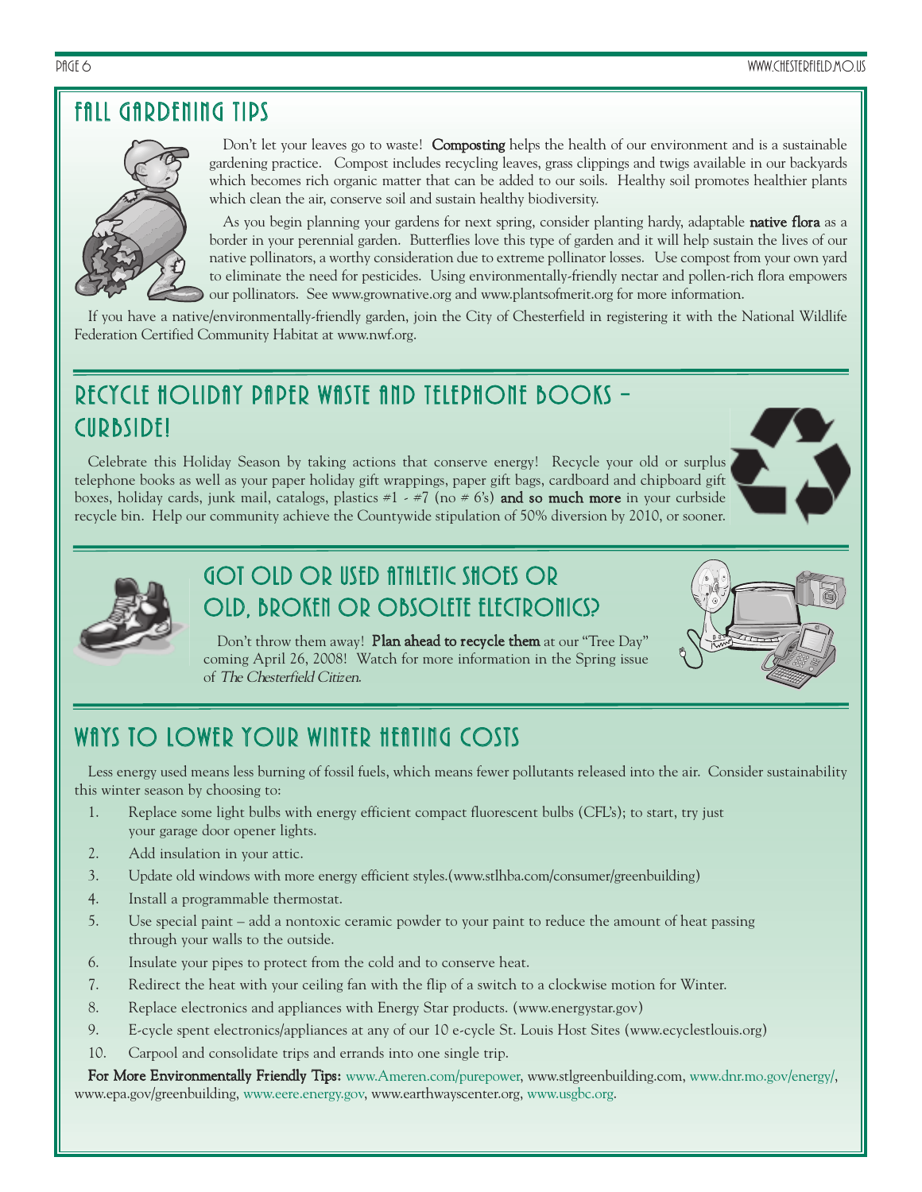## Fall Gardening Tips

Don't let your leaves go to waste! **Composting** helps the health of our environment and is a sustainable gardening practice. Compost includes recycling leaves, grass clippings and twigs available in our backyards which becomes rich organic matter that can be added to our soils. Healthy soil promotes healthier plants which clean the air, conserve soil and sustain healthy biodiversity.

As you begin planning your gardens for next spring, consider planting hardy, adaptable **native flora** as a border in your perennial garden. Butterflies love this type of garden and it will help sustain the lives of our native pollinators, a worthy consideration due to extreme pollinator losses. Use compost from your own yard to eliminate the need for pesticides. Using environmentally-friendly nectar and pollen-rich flora empowers our pollinators. See www.grownative.org and www.plantsofmerit.org for more information.

If you have a native/environmentally-friendly garden, join the City of Chesterfield in registering it with the National Wildlife Federation Certified Community Habitat at www.nwf.org.

## Recycle Holiday Paper Waste and Telephone Books – Curbside!

Celebrate this Holiday Season by taking actions that conserve energy! Recycle your old or surplus telephone books as well as your paper holiday gift wrappings, paper gift bags, cardboard and chipboard gift boxes, holiday cards, junk mail, catalogs, plastics #1 - #7 (no # 6's) **and so much more** in your curbside recycle bin. Help our community achieve the Countywide stipulation of 50% diversion by 2010, or sooner.

## Got Old or Used Athletic Shoes or Old, Broken or Obsolete Electronics?

Don't throw them away! **Plan ahead to recycle them** at our "Tree Day" coming April 26, 2008! Watch for more information in the Spring issue of *The Chesterfield Citizen*.

## Ways to Lower Your Winter Heating Costs

Less energy used means less burning of fossil fuels, which means fewer pollutants released into the air. Consider sustainability this winter season by choosing to:

1. Replace some light bulbs with energy efficient compact fluorescent bulbs (CFL's); to start, try just your garage door opener lights.
2. Add insulation in your attic.
3. Update old windows with more energy efficient styles.(www.stlhba.com/consumer/greenbuilding)
4. Install a programmable thermostat.
5. Use special paint – add a nontoxic ceramic powder to your paint to reduce the amount of heat passing through your walls to the outside.
6. Insulate your pipes to protect from the cold and to conserve heat.
7. Redirect the heat with your ceiling fan with the flip of a switch to a clockwise motion for Winter.
8. Replace electronics and appliances with Energy Star products. (www.energystar.gov)
9. E-cycle spent electronics/appliances at any of our 10 e-cycle St. Louis Host Sites (www.ecyclestlouis.org)
10. Carpool and consolidate trips and errands into one single trip.

**For More Environmentally Friendly Tips:** www.Ameren.com/purepower, www.stlgreenbuilding.com, www.dnr.mo.gov/energy/, www.epa.gov/greenbuilding, www.eere.energy.gov, www.earthwayscenter.org, www.usgbc.org.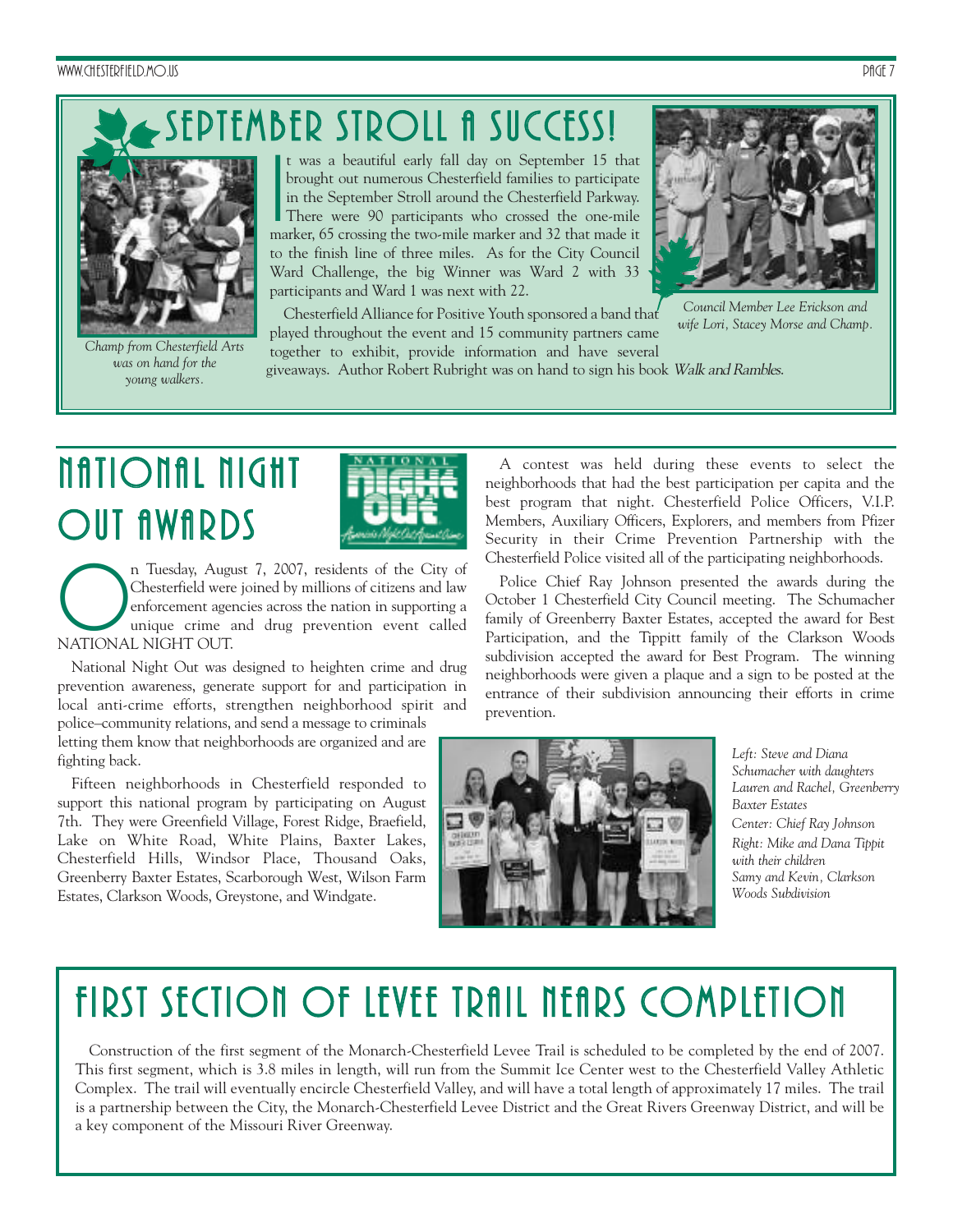# SEPTEMBER STROLL A SUCCESS!

It was a beautiful early fall day on September 15 that brought out numerous Chesterfield families to participate in the September Stroll around the Chesterfield Parkway. There were 90 participants who crossed the one-mile marker, 65 crossing the two-mile marker and 32 that made it to the finish line of three miles. As for the City Council Ward Challenge, the big Winner was Ward 2 with 33 participants and Ward 1 was next with 22.

Chesterfield Alliance for Positive Youth sponsored a band that played throughout the event and 15 community partners came together to exhibit, provide information and have several giveaways. Author Robert Rubright was on hand to sign his book *Walk and Rambles*.

*Champ from Chesterfield Arts was on hand for the young walkers.*

*Council Member Lee Erickson and wife Lori, Stacey Morse and Champ.*

# NATIONAL NIGHT OUT AWARDS

On Tuesday, August 7, 2007, residents of the City of Chesterfield were joined by millions of citizens and law enforcement agencies across the nation in supporting a unique crime and drug prevention event called NATIONAL NIGHT OUT.

National Night Out was designed to heighten crime and drug prevention awareness, generate support for and participation in local anti-crime efforts, strengthen neighborhood spirit and police–community relations, and send a message to criminals letting them know that neighborhoods are organized and are fighting back.

Fifteen neighborhoods in Chesterfield responded to support this national program by participating on August 7th. They were Greenfield Village, Forest Ridge, Braefield, Lake on White Road, White Plains, Baxter Lakes, Chesterfield Hills, Windsor Place, Thousand Oaks, Greenberry Baxter Estates, Scarborough West, Wilson Farm Estates, Clarkson Woods, Greystone, and Windgate.

A contest was held during these events to select the neighborhoods that had the best participation per capita and the best program that night. Chesterfield Police Officers, V.I.P. Members, Auxiliary Officers, Explorers, and members from Pfizer Security in their Crime Prevention Partnership with the Chesterfield Police visited all of the participating neighborhoods.

Police Chief Ray Johnson presented the awards during the October 1 Chesterfield City Council meeting. The Schumacher family of Greenberry Baxter Estates, accepted the award for Best Participation, and the Tippitt family of the Clarkson Woods subdivision accepted the award for Best Program. The winning neighborhoods were given a plaque and a sign to be posted at the entrance of their subdivision announcing their efforts in crime prevention.

*Left: Steve and Diana Schumacher with daughters Lauren and Rachel, Greenberry Baxter Estates*
*Center: Chief Ray Johnson*
*Right: Mike and Dana Tippit with their children Samy and Kevin, Clarkson Woods Subdivision*

# FIRST SECTION OF LEVEE TRAIL NEARS COMPLETION

Construction of the first segment of the Monarch-Chesterfield Levee Trail is scheduled to be completed by the end of 2007. This first segment, which is 3.8 miles in length, will run from the Summit Ice Center west to the Chesterfield Valley Athletic Complex. The trail will eventually encircle Chesterfield Valley, and will have a total length of approximately 17 miles. The trail is a partnership between the City, the Monarch-Chesterfield Levee District and the Great Rivers Greenway District, and will be a key component of the Missouri River Greenway.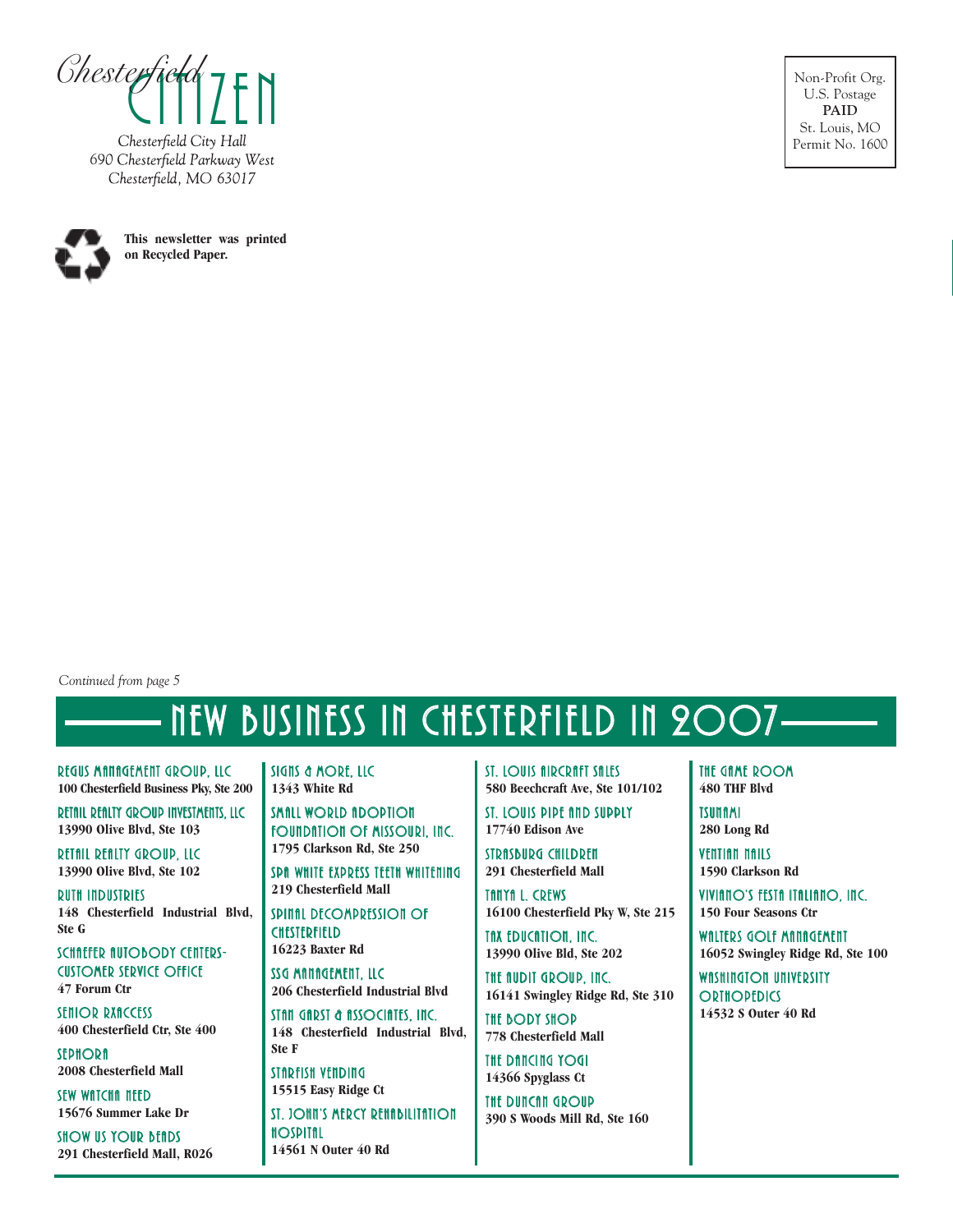Chesterfield CITIZEN

*Chesterfield City Hall*
*690 Chesterfield Parkway West*
*Chesterfield, MO 63017*

Non-Profit Org.
U.S. Postage
**PAID**
St. Louis, MO
Permit No. 1600

**This newsletter was printed on Recycled Paper.**

*Continued from page 5*

## NEW BUSINESS IN CHESTERFIELD IN 2007

REGUS MANAGEMENT GROUP, LLC
**100 Chesterfield Business Pky, Ste 200**

RETAIL REALTY GROUP INVESTMENTS, LLC
**13990 Olive Blvd, Ste 103**

RETAIL REALTY GROUP, LLC
**13990 Olive Blvd, Ste 102**

RUTH INDUSTRIES
**148 Chesterfield Industrial Blvd, Ste G**

SCHAEFER AUTOBODY CENTERS-CUSTOMER SERVICE OFFICE
**47 Forum Ctr**

SENIOR RXACCESS
**400 Chesterfield Ctr, Ste 400**

SEPHORA
**2008 Chesterfield Mall**

SEW WATCHA NEED
**15676 Summer Lake Dr**

SHOW US YOUR BEADS
**291 Chesterfield Mall, R026**

SIGNS & MORE, LLC
**1343 White Rd**

SMALL WORLD ADOPTION FOUNDATION OF MISSOURI, INC.
**1795 Clarkson Rd, Ste 250**

SPA WHITE EXPRESS TEETH WHITENING
**219 Chesterfield Mall**

SPINAL DECOMPRESSION OF CHESTERFIELD
**16223 Baxter Rd**

SSG MANAGEMENT, LLC
**206 Chesterfield Industrial Blvd**

STAN GARST & ASSOCIATES, INC.
**148 Chesterfield Industrial Blvd, Ste F**

STARFISH VENDING
**15515 Easy Ridge Ct**

ST. JOHN'S MERCY REHABILITATION HOSPITAL
**14561 N Outer 40 Rd**

ST. LOUIS AIRCRAFT SALES
**580 Beechcraft Ave, Ste 101/102**

ST. LOUIS PIPE AND SUPPLY
**17740 Edison Ave**

STRASBURG CHILDREN
**291 Chesterfield Mall**

TANYA L. CREWS
**16100 Chesterfield Pky W, Ste 215**

TAX EDUCATION, INC.
**13990 Olive Bld, Ste 202**

THE AUDIT GROUP, INC.
**16141 Swingley Ridge Rd, Ste 310**

THE BODY SHOP
**778 Chesterfield Mall**

THE DANCING YOGI
**14366 Spyglass Ct**

THE DUNCAN GROUP
**390 S Woods Mill Rd, Ste 160**

THE GAME ROOM
**480 THF Blvd**

TSUNAMI
**280 Long Rd**

VENTIAN NAILS
**1590 Clarkson Rd**

VIVIANO'S FESTA ITALIANO, INC.
**150 Four Seasons Ctr**

WALTERS GOLF MANAGEMENT
**16052 Swingley Ridge Rd, Ste 100**

WASHINGTON UNIVERSITY ORTHOPEDICS
**14532 S Outer 40 Rd**